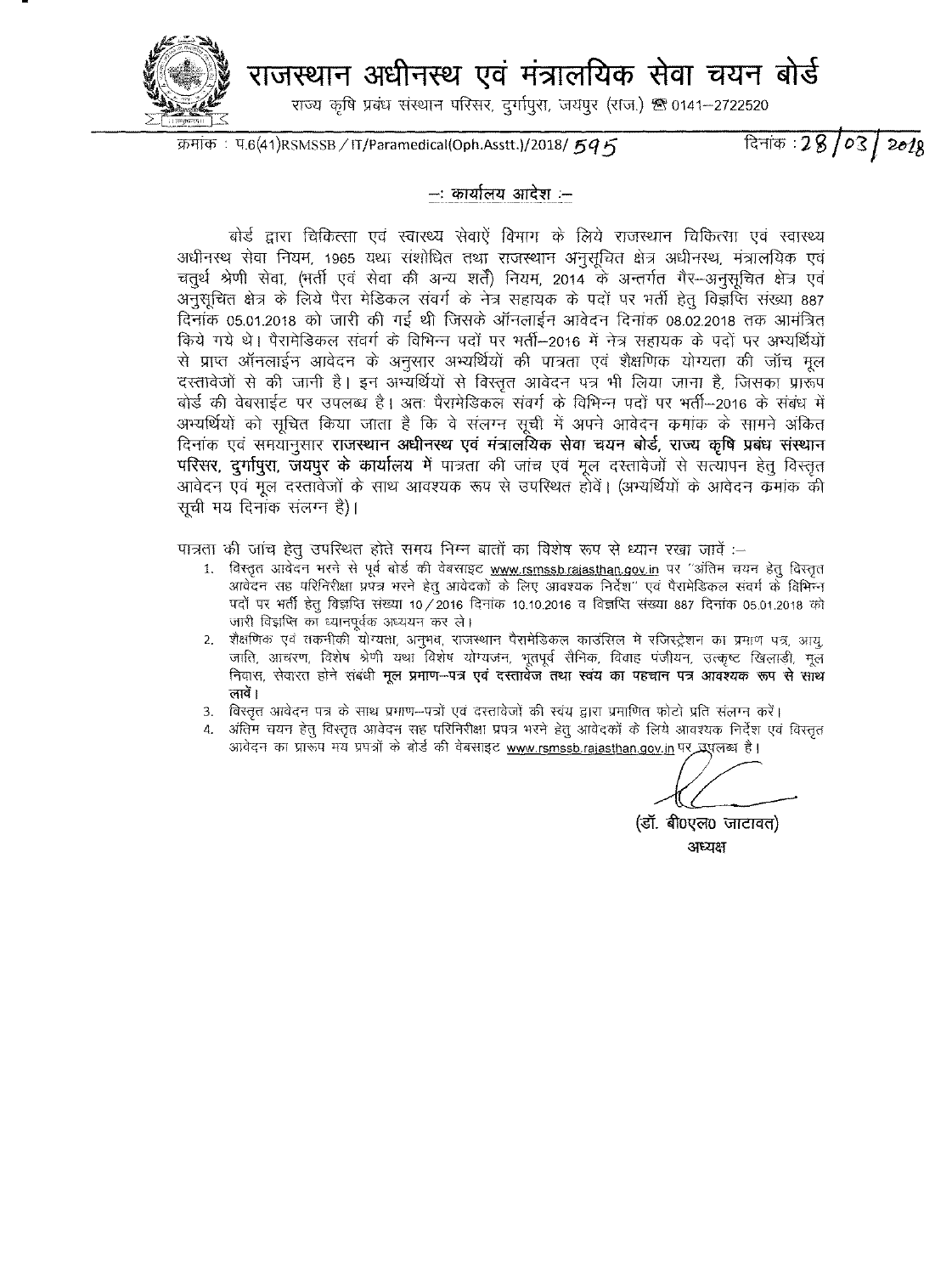# राजस्थान अधीनस्थ एवं मंत्रालयिक सेवा चयन बोर्ड

राज्य कृषि प्रबंध संस्थान परिसर, दुर्गापुरा, जयपुर (राज.) ☎ 0141–2722520

क्रमांक : प.6(41)RSMSSB / IT/Paramedical(Oph.Asstt.)/2018/ 595 दिनांक : 28/03/2018

## –: कार्यालय आदेश :–

बोर्ड द्वारा चिकित्सा एवं स्वास्थ्य सेवाऐं विभाग के लिये राजस्थान चिकित्सा एवं स्वास्थ्य अधीनस्थ सेवा नियम, 1965 यथा संशोधित तथा राजस्थान अनुसूचित क्षेत्र अधीनस्थ, मंत्रालयिक एवं चतुर्थ श्रेणी सेवा, (भर्ती एवं सेवा की अन्य शर्तें) नियम, 2014 के अन्तर्गत गैर–अनुसूचित क्षेत्र एवं अनुसूचित क्षेत्र के लिये पैरा मेडिकल संवर्ग के नेत्र सहायक के पदों पर भर्ती हेतु विज्ञप्ति संख्या 887 दिनांक 05.01.2018 को जारी की गई थी जिसके ऑनलाईन आवेदन दिनांक 08.02.2018 तक आमंत्रित किये गये थे। पैरामेडिकल संवर्ग के विभिन्न पदों पर भर्ती–2016 में नेत्र सहायक के पदों पर अभ्यर्थियों से प्राप्त ऑनलाईन आवेदन के अनुसार अभ्यर्थियों की पात्रता एवं शैक्षणिक योग्यता की जॉच मूल दस्तावेजों से की जानी है। इन अभ्यर्थियों से विस्तृत आवेदन पत्र भी लिया जाना है, जिसका प्रारूप बोर्ड की वेबसाईट पर उपलब्ध है। अतः पैरामेडिकल संवर्ग के विभिन्न पदों पर भर्ती–2016 के संबंध में अभ्यर्थियों को सूचित किया जाता है कि वे संलग्न सूची में अपने आवेदन कमांक के सामने अंकित दिनांक एवं समयानुसार **राजस्थान अधीनस्थ एवं मंत्रालयिक सेवा चयन बोर्ड, राज्य कृषि प्रबंध संस्थान परिसर, दुर्गापुरा, जयपुर के कार्यालय में** पात्रता की जांच एवं मूल दस्तावेजों से सत्यापन हेतु विस्तृत आवेदन एवं मूल दस्तावेजों के साथ आवश्यक रूप से उपस्थित होवें। (अभ्यर्थियों के आवेदन कमांक की सूची मय दिनांक संलग्न है)।

पात्रता की जांच हेतु उपस्थित होते समय निम्न बातों का विशेष रूप से ध्यान रखा जावें :–

1. विस्तृत आवेदन भरने से पूर्व बोर्ड की वेबसाइट www.rsmssb.rajasthan.gov.in पर "अंतिम चयन हेतु विस्तृत आवेदन सह परिनिरीक्षा प्रपत्र भरने हेतु आवेदकों के लिए आवश्यक निर्देश" एवं पैरामेडिकल संवर्ग के विभिन्न पदों पर भर्ती हेतु विज्ञप्ति संख्या 10 / 2016 दिनांक 10.10.2016 व विज्ञप्ति संख्या 887 दिनांक 05.01.2018 को जारी विज्ञप्ति का ध्यानपूर्वक अध्ययन कर ले।
2. शैक्षणिक एवं तकनीकी योग्यता, अनुभव, राजस्थान पैरामेडिकल काउंसिल में रजिस्ट्रेशन का प्रमाण पत्र, आयु, जाति, आचरण, विशेष श्रेणी यथा विशेष योग्यजन, भूतपूर्व सैनिक, विवाह पंजीयन, उत्कृष्ट खिलाडी, मूल निवास, सेवारत होने संबंधी **मूल प्रमाण–पत्र एवं दस्तावेज तथा स्वयं का पहचान पत्र आवश्यक रूप से साथ लावें।**
3. विस्तृत आवेदन पत्र के साथ प्रमाण–पत्रों एवं दस्तावेजो की स्वंय द्वारा प्रमाणित फोटो प्रति संलग्न करें।
4. अंतिम चयन हेतु विस्तृत आवेदन सह परिनिरीक्षा प्रपत्र भरने हेतु आवेदकों के लिये आवश्यक निर्देश एवं विस्तृत आवेदन का प्रारूप मय प्रपत्रों के बोर्ड की वेबसाइट www.rsmssb.rajasthan.gov.in पर उपलब्ध है।

(डॉ. बी०एल० जाटावत)
अध्यक्ष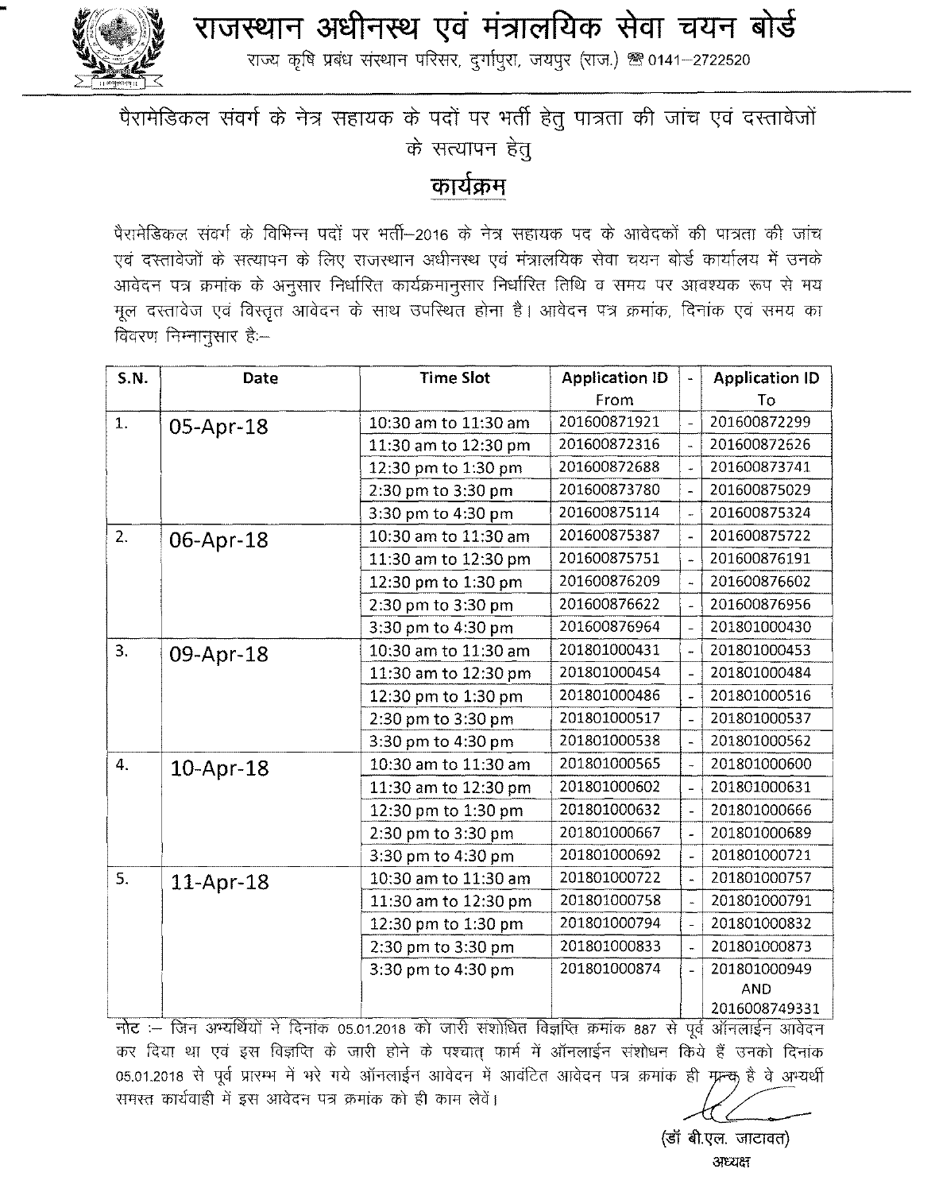# राजस्थान अधीनस्थ एवं मंत्रालयिक सेवा चयन बोर्ड

राज्य कृषि प्रबंध संस्थान परिसर, दुर्गापुरा, जयपुर (राज.) ☎ 0141–2722520

## पैरामेडिकल संवर्ग के नेत्र सहायक के पदों पर भर्ती हेतु पात्रता की जांच एवं दस्तावेजों के सत्यापन हेतु

## कार्यक्रम

पैरामेडिकल संवर्ग के विभिन्न पदों पर भर्ती–2016 के नेत्र सहायक पद के आवेदकों की पात्रता की जांच एवं दस्तावेजों के सत्यापन के लिए राजस्थान अधीनस्थ एवं मंत्रालयिक सेवा चयन बोर्ड कार्यालय में उनके आवेदन पत्र क्रमांक के अनुसार निर्धारित कार्यक्रमानुसार निर्धारित तिथि व समय पर आवश्यक रूप से मय मूल दस्तावेज एवं विस्तृत आवेदन के साथ उपस्थित होना है। आवेदन पत्र क्रमांक, दिनांक एवं समय का विवरण निम्नानुसार है:–

| S.N. | Date | Time Slot | Application ID From | - | Application ID To |
|---|---|---|---|---|---|
| 1. | 05-Apr-18 | 10:30 am to 11:30 am | 201600871921 | - | 201600872299 |
| | | 11:30 am to 12:30 pm | 201600872316 | - | 201600872626 |
| | | 12:30 pm to 1:30 pm | 201600872688 | - | 201600873741 |
| | | 2:30 pm to 3:30 pm | 201600873780 | - | 201600875029 |
| | | 3:30 pm to 4:30 pm | 201600875114 | - | 201600875324 |
| 2. | 06-Apr-18 | 10:30 am to 11:30 am | 201600875387 | - | 201600875722 |
| | | 11:30 am to 12:30 pm | 201600875751 | - | 201600876191 |
| | | 12:30 pm to 1:30 pm | 201600876209 | - | 201600876602 |
| | | 2:30 pm to 3:30 pm | 201600876622 | - | 201600876956 |
| | | 3:30 pm to 4:30 pm | 201600876964 | - | 201801000430 |
| 3. | 09-Apr-18 | 10:30 am to 11:30 am | 201801000431 | - | 201801000453 |
| | | 11:30 am to 12:30 pm | 201801000454 | - | 201801000484 |
| | | 12:30 pm to 1:30 pm | 201801000486 | - | 201801000516 |
| | | 2:30 pm to 3:30 pm | 201801000517 | - | 201801000537 |
| | | 3:30 pm to 4:30 pm | 201801000538 | - | 201801000562 |
| 4. | 10-Apr-18 | 10:30 am to 11:30 am | 201801000565 | - | 201801000600 |
| | | 11:30 am to 12:30 pm | 201801000602 | - | 201801000631 |
| | | 12:30 pm to 1:30 pm | 201801000632 | - | 201801000666 |
| | | 2:30 pm to 3:30 pm | 201801000667 | - | 201801000689 |
| | | 3:30 pm to 4:30 pm | 201801000692 | - | 201801000721 |
| 5. | 11-Apr-18 | 10:30 am to 11:30 am | 201801000722 | - | 201801000757 |
| | | 11:30 am to 12:30 pm | 201801000758 | - | 201801000791 |
| | | 12:30 pm to 1:30 pm | 201801000794 | - | 201801000832 |
| | | 2:30 pm to 3:30 pm | 201801000833 | - | 201801000873 |
| | | 3:30 pm to 4:30 pm | 201801000874 | - | 201801000949 AND 2016008749331 |

**नोट** :– जिन अभ्यर्थियों ने दिनांक 05.01.2018 को जारी संशोधित विज्ञप्ति क्रमांक 887 से पूर्व ऑनलाईन आवेदन कर दिया था एवं इस विज्ञप्ति के जारी होने के पश्चात् फार्म में ऑनलाईन संशोधन किये हैं उनको दिनांक 05.01.2018 से पूर्व प्रारम्भ में भरे गये ऑनलाईन आवेदन में आवंटित आवेदन पत्र क्रमांक ही मान्य है वे अभ्यर्थी समस्त कार्यवाही में इस आवेदन पत्र क्रमांक को ही काम लेवें।

(डॉ बी.एल. जाटावत)

अध्यक्ष